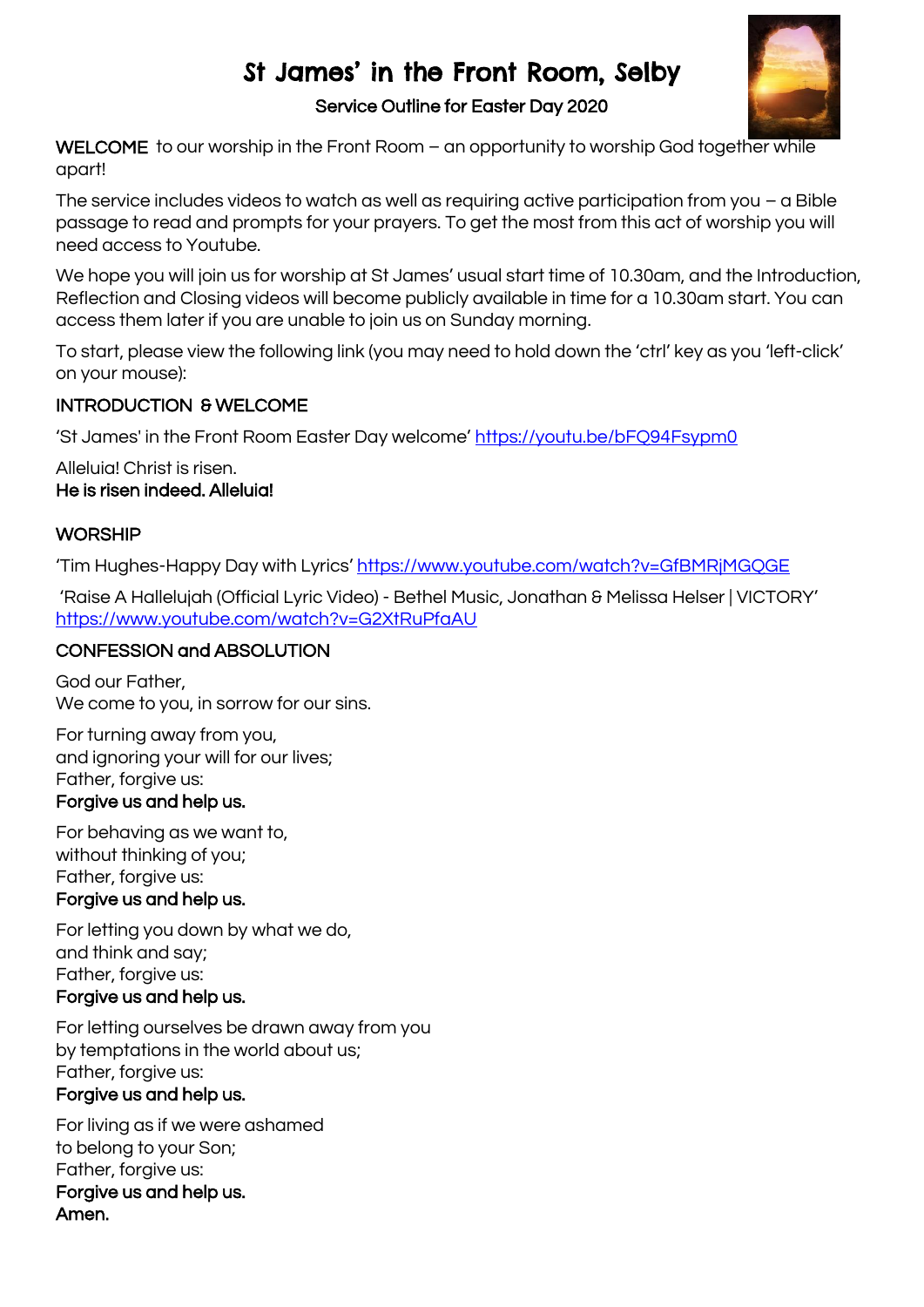# St James' in the Front Room, Selby

### Service Outline for Easter Day 2020

**WELCOME** to our worship in the Front Room – an opportunity to worship God together while apart!

The service includes videos to watch as well as requiring active participation from you – a Bible passage to read and prompts for your prayers. To get the most from this act of worship you will need access to Youtube.

We hope you will join us for worship at St James' usual start time of 10.30am, and the Introduction, Reflection and Closing videos will become publicly available in time for a 10.30am start. You can access them later if you are unable to join us on Sunday morning.

To start, please view the following link (you may need to hold down the 'ctrl' key as you 'left-click' on your mouse):

## INTRODUCTION & WELCOME

'St James' in the Front Room Easter Day welcome' https://youtu.be/bFQ94Fsypm0

Alleluia! Christ is risen.
**He is risen indeed. Alleluia!**

## WORSHIP

'Tim Hughes-Happy Day with Lyrics' https://www.youtube.com/watch?v=GfBMRjMGQGE

'Raise A Hallelujah (Official Lyric Video) - Bethel Music, Jonathan & Melissa Helser | VICTORY' https://www.youtube.com/watch?v=G2XtRuPfaAU

## CONFESSION and ABSOLUTION

God our Father,
We come to you, in sorrow for our sins.

For turning away from you,
and ignoring your will for our lives;
Father, forgive us:
**Forgive us and help us.**

For behaving as we want to,
without thinking of you;
Father, forgive us:
**Forgive us and help us.**

For letting you down by what we do,
and think and say;
Father, forgive us:
**Forgive us and help us.**

For letting ourselves be drawn away from you
by temptations in the world about us;
Father, forgive us:
**Forgive us and help us.**

For living as if we were ashamed
to belong to your Son;
Father, forgive us:
**Forgive us and help us.**
**Amen.**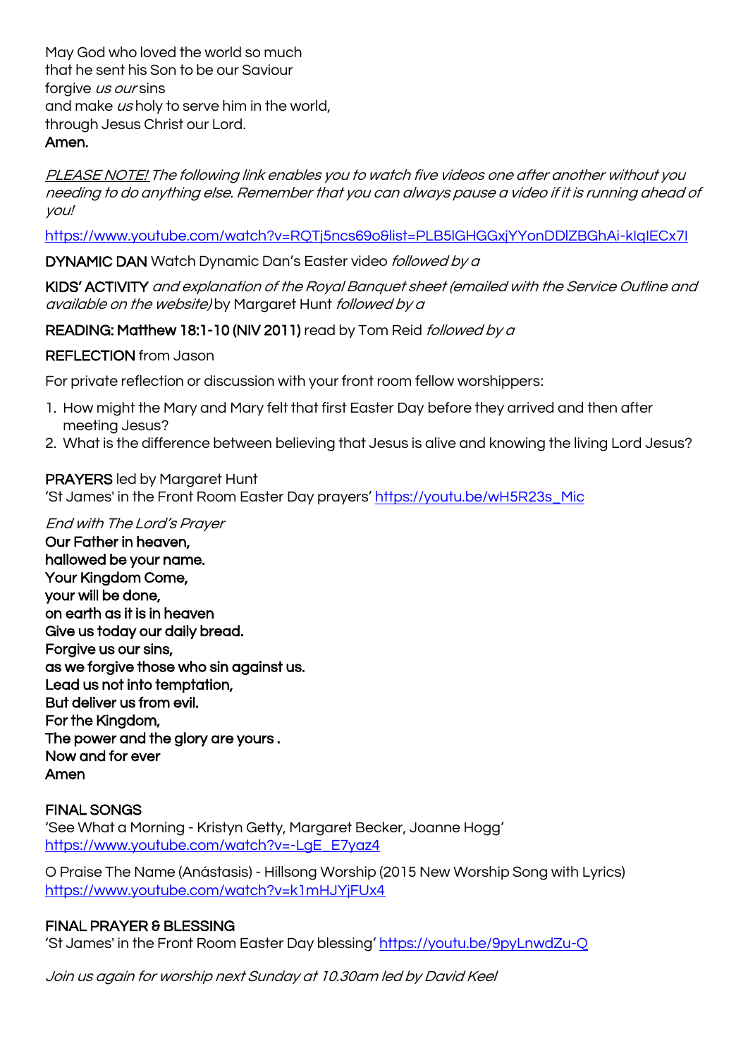May God who loved the world so much
that he sent his Son to be our Saviour
forgive *us our* sins
and make *us* holy to serve him in the world,
through Jesus Christ our Lord.
**Amen.**

*PLEASE NOTE! The following link enables you to watch five videos one after another without you needing to do anything else. Remember that you can always pause a video if it is running ahead of you!*

https://www.youtube.com/watch?v=RQTj5ncs69o&list=PLB5lGHGGxjYYonDDlZBGhAi-kIqIECx7I

**DYNAMIC DAN** Watch Dynamic Dan's Easter video *followed by a*

**KIDS' ACTIVITY** *and explanation of the Royal Banquet sheet (emailed with the Service Outline and available on the website)* by Margaret Hunt *followed by a*

**READING: Matthew 18:1-10 (NIV 2011)** read by Tom Reid *followed by a*

**REFLECTION** from Jason

For private reflection or discussion with your front room fellow worshippers:

1. How might the Mary and Mary felt that first Easter Day before they arrived and then after meeting Jesus?
2. What is the difference between believing that Jesus is alive and knowing the living Lord Jesus?

**PRAYERS** led by Margaret Hunt
'St James' in the Front Room Easter Day prayers' https://youtu.be/wH5R23s_Mic

*End with The Lord's Prayer*
**Our Father in heaven,**
**hallowed be your name.**
**Your Kingdom Come,**
**your will be done,**
**on earth as it is in heaven**
**Give us today our daily bread.**
**Forgive us our sins,**
**as we forgive those who sin against us.**
**Lead us not into temptation,**
**But deliver us from evil.**
**For the Kingdom,**
**The power and the glory are yours .**
**Now and for ever**
**Amen**

**FINAL SONGS**
'See What a Morning - Kristyn Getty, Margaret Becker, Joanne Hogg'
https://www.youtube.com/watch?v=-LgE_E7yaz4

O Praise The Name (Anástasis) - Hillsong Worship (2015 New Worship Song with Lyrics)
https://www.youtube.com/watch?v=k1mHJYjFUx4

**FINAL PRAYER & BLESSING**
'St James' in the Front Room Easter Day blessing' https://youtu.be/9pyLnwdZu-Q

*Join us again for worship next Sunday at 10.30am led by David Keel*